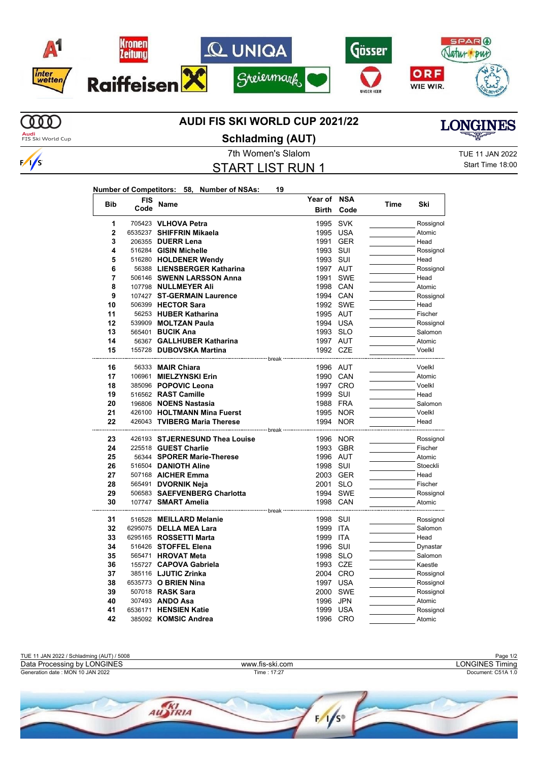# AUDI FIS SKI WORLD CUP 2021/22

## Schladming (AUT)

7th Women's Slalom

TUE 11 JAN 2022
Start Time 18:00

## START LIST RUN 1

**Number of Competitors: 58, Number of NSAs: 19**

| Bib | FIS Code | Name | Year of Birth | NSA Code | Time | Ski |
|---|---|---|---|---|---|---|
| 1 | 705423 | **VLHOVA Petra** | 1995 | SVK | | Rossignol |
| 2 | 6535237 | **SHIFFRIN Mikaela** | 1995 | USA | | Atomic |
| 3 | 206355 | **DUERR Lena** | 1991 | GER | | Head |
| 4 | 516284 | **GISIN Michelle** | 1993 | SUI | | Rossignol |
| 5 | 516280 | **HOLDENER Wendy** | 1993 | SUI | | Head |
| 6 | 56388 | **LIENSBERGER Katharina** | 1997 | AUT | | Rossignol |
| 7 | 506146 | **SWENN LARSSON Anna** | 1991 | SWE | | Head |
| 8 | 107798 | **NULLMEYER Ali** | 1998 | CAN | | Atomic |
| 9 | 107427 | **ST-GERMAIN Laurence** | 1994 | CAN | | Rossignol |
| 10 | 506399 | **HECTOR Sara** | 1992 | SWE | | Head |
| 11 | 56253 | **HUBER Katharina** | 1995 | AUT | | Fischer |
| 12 | 539909 | **MOLTZAN Paula** | 1994 | USA | | Rossignol |
| 13 | 565401 | **BUCIK Ana** | 1993 | SLO | | Salomon |
| 14 | 56367 | **GALLHUBER Katharina** | 1997 | AUT | | Atomic |
| 15 | 155728 | **DUBOVSKA Martina** | 1992 | CZE | | Voelkl |
| | | break | | | | |
| 16 | 56333 | **MAIR Chiara** | 1996 | AUT | | Voelkl |
| 17 | 106961 | **MIELZYNSKI Erin** | 1990 | CAN | | Atomic |
| 18 | 385096 | **POPOVIC Leona** | 1997 | CRO | | Voelkl |
| 19 | 516562 | **RAST Camille** | 1999 | SUI | | Head |
| 20 | 196806 | **NOENS Nastasia** | 1988 | FRA | | Salomon |
| 21 | 426100 | **HOLTMANN Mina Fuerst** | 1995 | NOR | | Voelkl |
| 22 | 426043 | **TVIBERG Maria Therese** | 1994 | NOR | | Head |
| | | break | | | | |
| 23 | 426193 | **STJERNESUND Thea Louise** | 1996 | NOR | | Rossignol |
| 24 | 225518 | **GUEST Charlie** | 1993 | GBR | | Fischer |
| 25 | 56344 | **SPORER Marie-Therese** | 1996 | AUT | | Atomic |
| 26 | 516504 | **DANIOTH Aline** | 1998 | SUI | | Stoeckli |
| 27 | 507168 | **AICHER Emma** | 2003 | GER | | Head |
| 28 | 565491 | **DVORNIK Neja** | 2001 | SLO | | Fischer |
| 29 | 506583 | **SAEFVENBERG Charlotta** | 1994 | SWE | | Rossignol |
| 30 | 107747 | **SMART Amelia** | 1998 | CAN | | Atomic |
| | | break | | | | |
| 31 | 516528 | **MEILLARD Melanie** | 1998 | SUI | | Rossignol |
| 32 | 6295075 | **DELLA MEA Lara** | 1999 | ITA | | Salomon |
| 33 | 6295165 | **ROSSETTI Marta** | 1999 | ITA | | Head |
| 34 | 516426 | **STOFFEL Elena** | 1996 | SUI | | Dynastar |
| 35 | 565471 | **HROVAT Meta** | 1998 | SLO | | Salomon |
| 36 | 155727 | **CAPOVA Gabriela** | 1993 | CZE | | Kaestle |
| 37 | 385116 | **LJUTIC Zrinka** | 2004 | CRO | | Rossignol |
| 38 | 6535773 | **O BRIEN Nina** | 1997 | USA | | Rossignol |
| 39 | 507018 | **RASK Sara** | 2000 | SWE | | Rossignol |
| 40 | 307493 | **ANDO Asa** | 1996 | JPN | | Atomic |
| 41 | 6536171 | **HENSIEN Katie** | 1999 | USA | | Rossignol |
| 42 | 385092 | **KOMSIC Andrea** | 1996 | CRO | | Atomic |

TUE 11 JAN 2022 / Schladming (AUT) / 5008
Data Processing by LONGINES — www.fis-ski.com — LONGINES Timing
Generation date : MON 10 JAN 2022 — Time : 17:27 — Document: C51A 1.0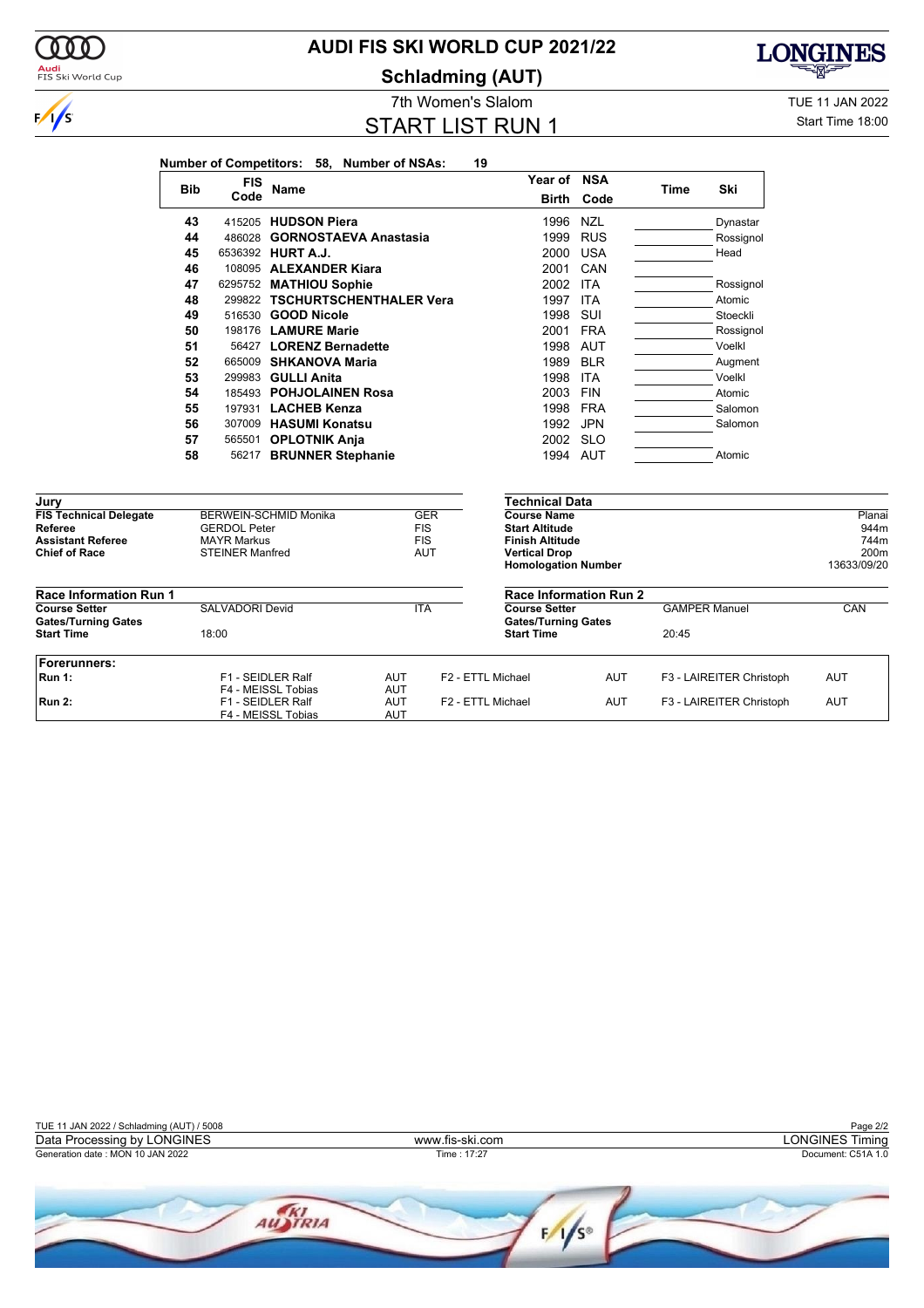# AUDI FIS SKI WORLD CUP 2021/22

## Schladming (AUT)

7th Women's Slalom

TUE 11 JAN 2022

## START LIST RUN 1

Start Time 18:00

**Number of Competitors: 58, Number of NSAs: 19**

| Bib | FIS Code | Name | Year of Birth | NSA Code | Time | Ski |
|---|---|---|---|---|---|---|
| 43 | 415205 | **HUDSON Piera** | 1996 | NZL | | Dynastar |
| 44 | 486028 | **GORNOSTAEVA Anastasia** | 1999 | RUS | | Rossignol |
| 45 | 6536392 | **HURT A.J.** | 2000 | USA | | Head |
| 46 | 108095 | **ALEXANDER Kiara** | 2001 | CAN | | |
| 47 | 6295752 | **MATHIOU Sophie** | 2002 | ITA | | Rossignol |
| 48 | 299822 | **TSCHURTSCHENTHALER Vera** | 1997 | ITA | | Atomic |
| 49 | 516530 | **GOOD Nicole** | 1998 | SUI | | Stoeckli |
| 50 | 198176 | **LAMURE Marie** | 2001 | FRA | | Rossignol |
| 51 | 56427 | **LORENZ Bernadette** | 1998 | AUT | | Voelkl |
| 52 | 665009 | **SHKANOVA Maria** | 1989 | BLR | | Augment |
| 53 | 299983 | **GULLI Anita** | 1998 | ITA | | Voelkl |
| 54 | 185493 | **POHJOLAINEN Rosa** | 2003 | FIN | | Atomic |
| 55 | 197931 | **LACHEB Kenza** | 1998 | FRA | | Salomon |
| 56 | 307009 | **HASUMI Konatsu** | 1992 | JPN | | Salomon |
| 57 | 565501 | **OPLOTNIK Anja** | 2002 | SLO | | |
| 58 | 56217 | **BRUNNER Stephanie** | 1994 | AUT | | Atomic |

### Jury

| | | |
|---|---|---|
| **FIS Technical Delegate** | BERWEIN-SCHMID Monika | GER |
| **Referee** | GERDOL Peter | FIS |
| **Assistant Referee** | MAYR Markus | FIS |
| **Chief of Race** | STEINER Manfred | AUT |

### Technical Data

| | |
|---|---|
| **Course Name** | Planai |
| **Start Altitude** | 944m |
| **Finish Altitude** | 744m |
| **Vertical Drop** | 200m |
| **Homologation Number** | 13633/09/20 |

### Race Information Run 1

| | | |
|---|---|---|
| **Course Setter** | SALVADORI Devid | ITA |
| **Gates/Turning Gates** | | |
| **Start Time** | 18:00 | |

### Race Information Run 2

| | | |
|---|---|---|
| **Course Setter** | GAMPER Manuel | CAN |
| **Gates/Turning Gates** | | |
| **Start Time** | 20:45 | |

### Forerunners:

| | | | | | | |
|---|---|---|---|---|---|---|
| **Run 1:** | F1 - SEIDLER Ralf | AUT | F2 - ETTL Michael | AUT | F3 - LAIREITER Christoph | AUT |
| | F4 - MEISSL Tobias | AUT | | | | |
| **Run 2:** | F1 - SEIDLER Ralf | AUT | F2 - ETTL Michael | AUT | F3 - LAIREITER Christoph | AUT |
| | F4 - MEISSL Tobias | AUT | | | | |

TUE 11 JAN 2022 / Schladming (AUT) / 5008

Data Processing by LONGINES — www.fis-ski.com — LONGINES Timing

Generation date : MON 10 JAN 2022 — Time : 17:27 — Document: C51A 1.0